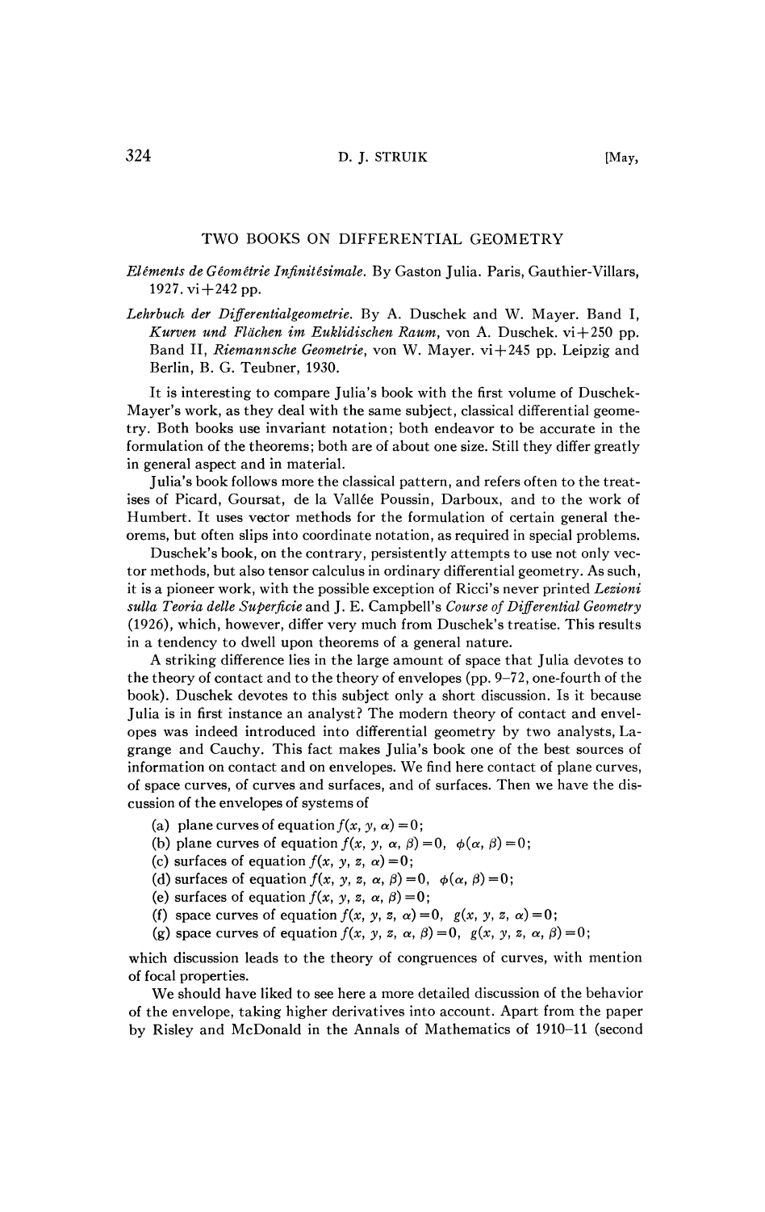## TWO BOOKS ON DIFFERENTIAL GEOMETRY

*Eléments de Géométrie Infinitésimale.* By Gaston Julia. Paris, Gauthier-Villars, 1927. vi+242 pp.

*Lehrbuch der Differentialgeometrie.* By A. Duschek and W. Mayer. Band I, *Kurven und Flächen im Euklidischen Raum*, von A. Duschek. vi+250 pp. Band II, *Riemannsche Geometrie*, von W. Mayer. vi+245 pp. Leipzig and Berlin, B. G. Teubner, 1930.

It is interesting to compare Julia's book with the first volume of Duschek-Mayer's work, as they deal with the same subject, classical differential geometry. Both books use invariant notation; both endeavor to be accurate in the formulation of the theorems; both are of about one size. Still they differ greatly in general aspect and in material.

Julia's book follows more the classical pattern, and refers often to the treatises of Picard, Goursat, de la Vallée Poussin, Darboux, and to the work of Humbert. It uses vector methods for the formulation of certain general theorems, but often slips into coordinate notation, as required in special problems.

Duschek's book, on the contrary, persistently attempts to use not only vector methods, but also tensor calculus in ordinary differential geometry. As such, it is a pioneer work, with the possible exception of Ricci's never printed *Lezioni sulla Teoria delle Superficie* and J. E. Campbell's *Course of Differential Geometry* (1926), which, however, differ very much from Duschek's treatise. This results in a tendency to dwell upon theorems of a general nature.

A striking difference lies in the large amount of space that Julia devotes to the theory of contact and to the theory of envelopes (pp. 9–72, one-fourth of the book). Duschek devotes to this subject only a short discussion. Is it because Julia is in first instance an analyst? The modern theory of contact and envelopes was indeed introduced into differential geometry by two analysts, Lagrange and Cauchy. This fact makes Julia's book one of the best sources of information on contact and on envelopes. We find here contact of plane curves, of space curves, of curves and surfaces, and of surfaces. Then we have the discussion of the envelopes of systems of

(a) plane curves of equation $f(x, y, \alpha) = 0$;
(b) plane curves of equation $f(x, y, \alpha, \beta) = 0, \quad \phi(\alpha, \beta) = 0$;
(c) surfaces of equation $f(x, y, z, \alpha) = 0$;
(d) surfaces of equation $f(x, y, z, \alpha, \beta) = 0, \quad \phi(\alpha, \beta) = 0$;
(e) surfaces of equation $f(x, y, z, \alpha, \beta) = 0$;
(f) space curves of equation $f(x, y, z, \alpha) = 0, \quad g(x, y, z, \alpha) = 0$;
(g) space curves of equation $f(x, y, z, \alpha, \beta) = 0, \quad g(x, y, z, \alpha, \beta) = 0$;

which discussion leads to the theory of congruences of curves, with mention of focal properties.

We should have liked to see here a more detailed discussion of the behavior of the envelope, taking higher derivatives into account. Apart from the paper by Risley and McDonald in the Annals of Mathematics of 1910–11 (second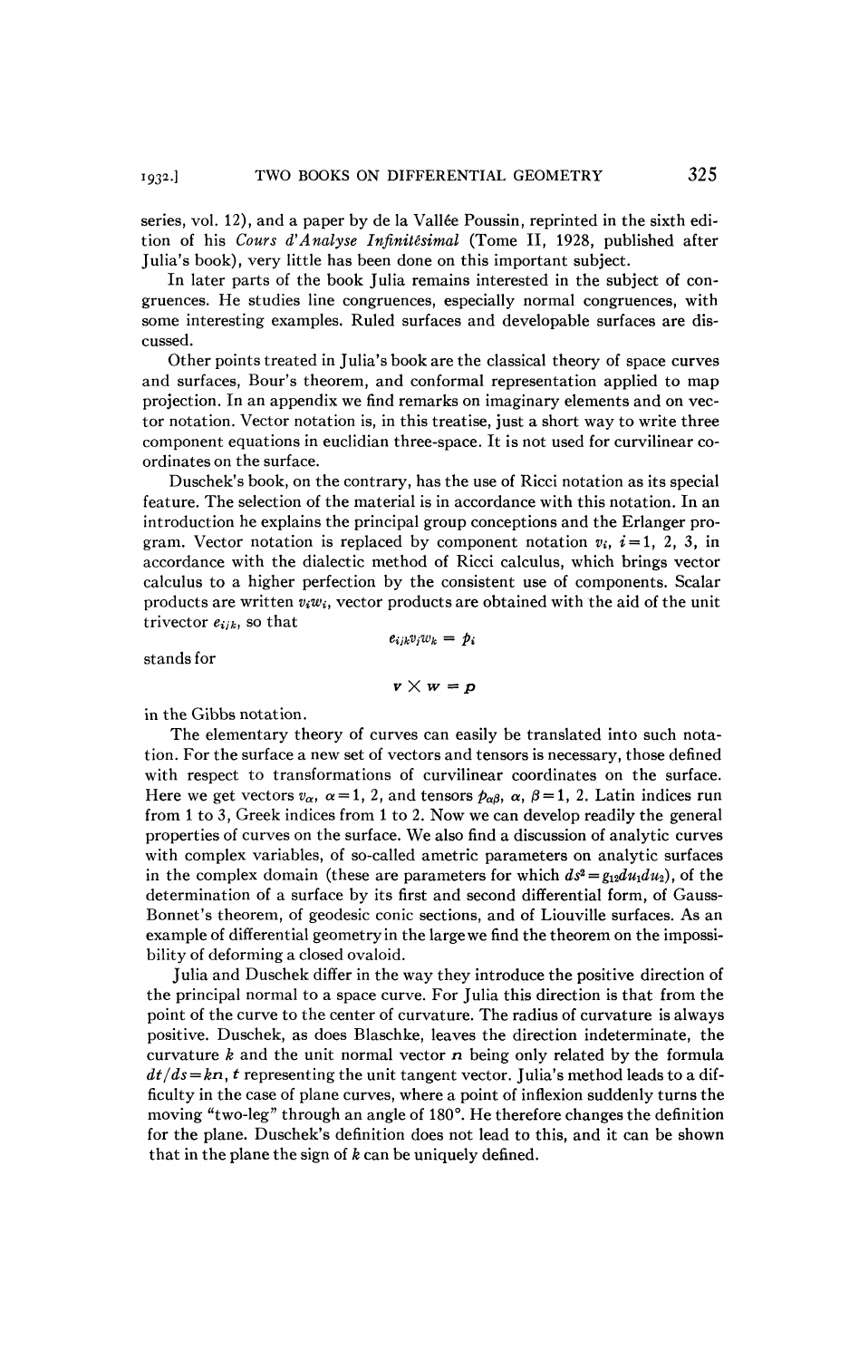series, vol. 12), and a paper by de la Vallée Poussin, reprinted in the sixth edition of his *Cours d'Analyse Infinitésimal* (Tome II, 1928, published after Julia's book), very little has been done on this important subject.

In later parts of the book Julia remains interested in the subject of congruences. He studies line congruences, especially normal congruences, with some interesting examples. Ruled surfaces and developable surfaces are discussed.

Other points treated in Julia's book are the classical theory of space curves and surfaces, Bour's theorem, and conformal representation applied to map projection. In an appendix we find remarks on imaginary elements and on vector notation. Vector notation is, in this treatise, just a short way to write three component equations in euclidian three-space. It is not used for curvilinear coordinates on the surface.

Duschek's book, on the contrary, has the use of Ricci notation as its special feature. The selection of the material is in accordance with this notation. In an introduction he explains the principal group conceptions and the Erlanger program. Vector notation is replaced by component notation $v_i$, $i=1, 2, 3$, in accordance with the dialectic method of Ricci calculus, which brings vector calculus to a higher perfection by the consistent use of components. Scalar products are written $v_iw_i$, vector products are obtained with the aid of the unit trivector $e_{ijk}$, so that

$$e_{ijk}v_jw_k = p_i$$

stands for

$$\boldsymbol{v} \times \boldsymbol{w} = \boldsymbol{p}$$

in the Gibbs notation.

The elementary theory of curves can easily be translated into such notation. For the surface a new set of vectors and tensors is necessary, those defined with respect to transformations of curvilinear coordinates on the surface. Here we get vectors $v_\alpha$, $\alpha=1, 2$, and tensors $p_{\alpha\beta}$, $\alpha$, $\beta=1, 2$. Latin indices run from 1 to 3, Greek indices from 1 to 2. Now we can develop readily the general properties of curves on the surface. We also find a discussion of analytic curves with complex variables, of so-called ametric parameters on analytic surfaces in the complex domain (these are parameters for which $ds^2 = g_{12}du_1du_2$), of the determination of a surface by its first and second differential form, of Gauss-Bonnet's theorem, of geodesic conic sections, and of Liouville surfaces. As an example of differential geometry in the large we find the theorem on the impossibility of deforming a closed ovaloid.

Julia and Duschek differ in the way they introduce the positive direction of the principal normal to a space curve. For Julia this direction is that from the point of the curve to the center of curvature. The radius of curvature is always positive. Duschek, as does Blaschke, leaves the direction indeterminate, the curvature $k$ and the unit normal vector $\boldsymbol{n}$ being only related by the formula $d\boldsymbol{t}/ds = k\boldsymbol{n}$, $\boldsymbol{t}$ representing the unit tangent vector. Julia's method leads to a difficulty in the case of plane curves, where a point of inflexion suddenly turns the moving "two-leg" through an angle of 180°. He therefore changes the definition for the plane. Duschek's definition does not lead to this, and it can be shown that in the plane the sign of $k$ can be uniquely defined.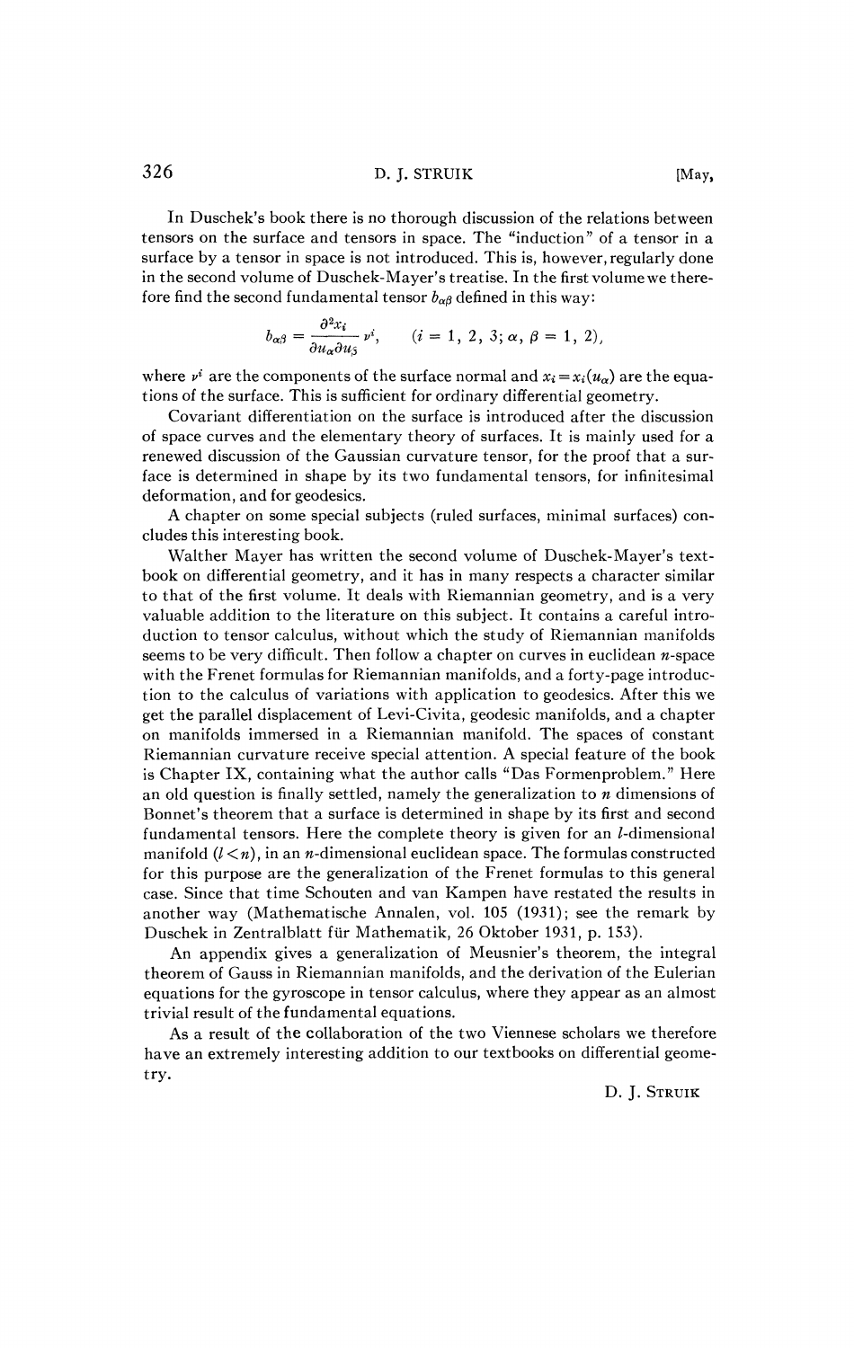In Duschek's book there is no thorough discussion of the relations between tensors on the surface and tensors in space. The "induction" of a tensor in a surface by a tensor in space is not introduced. This is, however, regularly done in the second volume of Duschek-Mayer's treatise. In the first volume we therefore find the second fundamental tensor $b_{\alpha\beta}$ defined in this way:

$$b_{\alpha\beta} = \frac{\partial^2 x_i}{\partial u_\alpha \partial u_\beta} \nu^i, \qquad (i = 1, 2, 3; \alpha, \beta = 1, 2),$$

where $\nu^i$ are the components of the surface normal and $x_i = x_i(u_\alpha)$ are the equations of the surface. This is sufficient for ordinary differential geometry.

Covariant differentiation on the surface is introduced after the discussion of space curves and the elementary theory of surfaces. It is mainly used for a renewed discussion of the Gaussian curvature tensor, for the proof that a surface is determined in shape by its two fundamental tensors, for infinitesimal deformation, and for geodesics.

A chapter on some special subjects (ruled surfaces, minimal surfaces) concludes this interesting book.

Walther Mayer has written the second volume of Duschek-Mayer's textbook on differential geometry, and it has in many respects a character similar to that of the first volume. It deals with Riemannian geometry, and is a very valuable addition to the literature on this subject. It contains a careful introduction to tensor calculus, without which the study of Riemannian manifolds seems to be very difficult. Then follow a chapter on curves in euclidean $n$-space with the Frenet formulas for Riemannian manifolds, and a forty-page introduction to the calculus of variations with application to geodesics. After this we get the parallel displacement of Levi-Civita, geodesic manifolds, and a chapter on manifolds immersed in a Riemannian manifold. The spaces of constant Riemannian curvature receive special attention. A special feature of the book is Chapter IX, containing what the author calls "Das Formenproblem." Here an old question is finally settled, namely the generalization to $n$ dimensions of Bonnet's theorem that a surface is determined in shape by its first and second fundamental tensors. Here the complete theory is given for an $l$-dimensional manifold ($l < n$), in an $n$-dimensional euclidean space. The formulas constructed for this purpose are the generalization of the Frenet formulas to this general case. Since that time Schouten and van Kampen have restated the results in another way (Mathematische Annalen, vol. 105 (1931); see the remark by Duschek in Zentralblatt für Mathematik, 26 Oktober 1931, p. 153).

An appendix gives a generalization of Meusnier's theorem, the integral theorem of Gauss in Riemannian manifolds, and the derivation of the Eulerian equations for the gyroscope in tensor calculus, where they appear as an almost trivial result of the fundamental equations.

As a result of the collaboration of the two Viennese scholars we therefore have an extremely interesting addition to our textbooks on differential geometry.

D. J. Struik